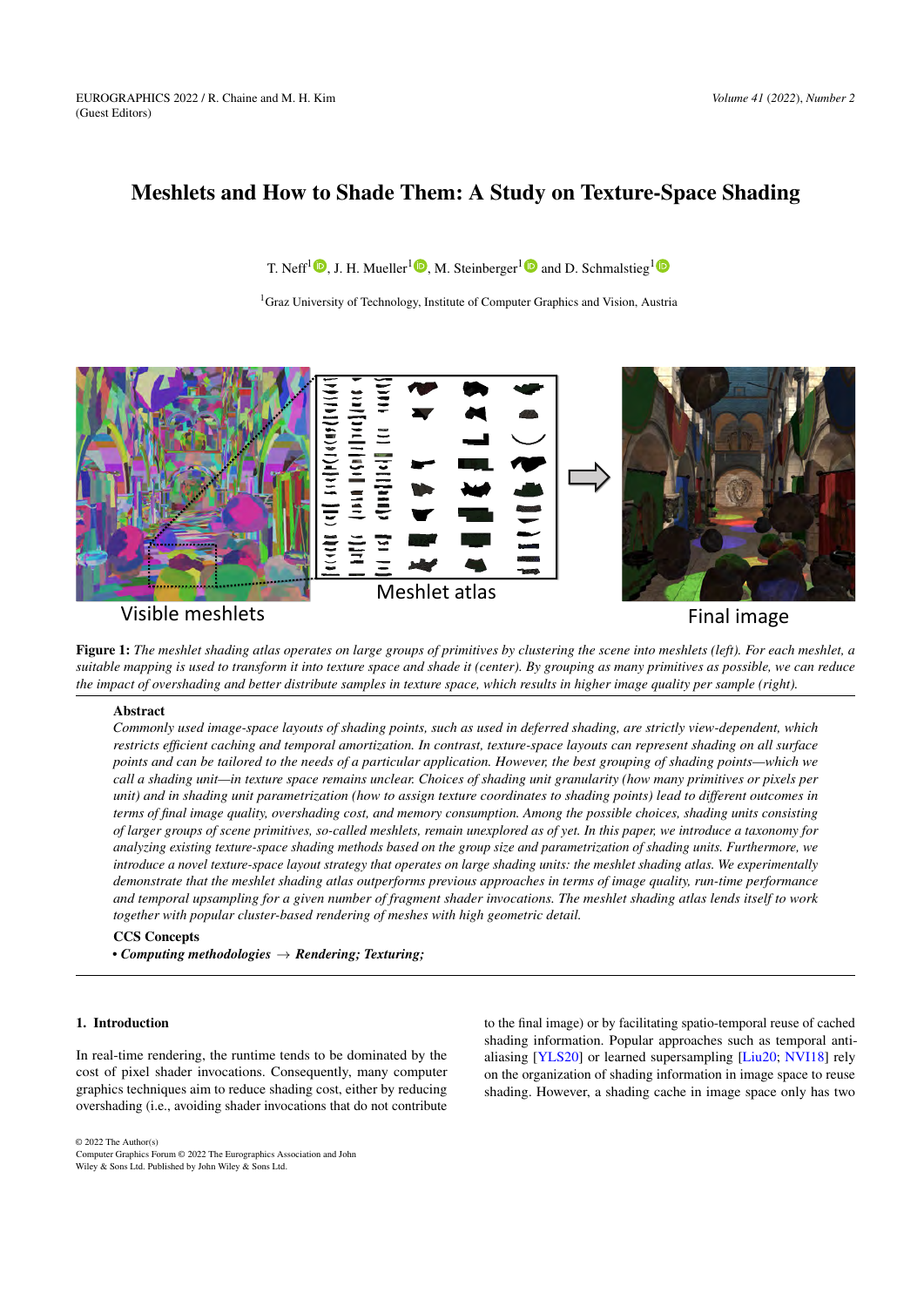# Meshlets and How to Shade Them: A Study on Texture-Space Shading

T. Neff[1], J. H. Mueller[1], M. Steinberger[1] and D. Schmalstieg[1]

[1]Graz University of Technology, Institute of Computer Graphics and Vision, Austria

**Figure 1:** *The meshlet shading atlas operates on large groups of primitives by clustering the scene into meshlets (left). For each meshlet, a suitable mapping is used to transform it into texture space and shade it (center). By grouping as many primitives as possible, we can reduce the impact of overshading and better distribute samples in texture space, which results in higher image quality per sample (right).*

## Abstract

*Commonly used image-space layouts of shading points, such as used in deferred shading, are strictly view-dependent, which restricts efficient caching and temporal amortization. In contrast, texture-space layouts can represent shading on all surface points and can be tailored to the needs of a particular application. However, the best grouping of shading points—which we call a shading unit—in texture space remains unclear. Choices of shading unit granularity (how many primitives or pixels per unit) and in shading unit parametrization (how to assign texture coordinates to shading points) lead to different outcomes in terms of final image quality, overshading cost, and memory consumption. Among the possible choices, shading units consisting of larger groups of scene primitives, so-called meshlets, remain unexplored as of yet. In this paper, we introduce a taxonomy for analyzing existing texture-space shading methods based on the group size and parametrization of shading units. Furthermore, we introduce a novel texture-space layout strategy that operates on large shading units: the meshlet shading atlas. We experimentally demonstrate that the meshlet shading atlas outperforms previous approaches in terms of image quality, run-time performance and temporal upsampling for a given number of fragment shader invocations. The meshlet shading atlas lends itself to work together with popular cluster-based rendering of meshes with high geometric detail.*

**CCS Concepts**

• ***Computing methodologies*** → ***Rendering; Texturing;***

## 1. Introduction

In real-time rendering, the runtime tends to be dominated by the cost of pixel shader invocations. Consequently, many computer graphics techniques aim to reduce shading cost, either by reducing overshading (i.e., avoiding shader invocations that do not contribute to the final image) or by facilitating spatio-temporal reuse of cached shading information. Popular approaches such as temporal anti-aliasing [YLS20] or learned supersampling [Liu20; NVI18] rely on the organization of shading information in image space to reuse shading. However, a shading cache in image space only has two

© 2022 The Author(s)
Computer Graphics Forum © 2022 The Eurographics Association and John Wiley & Sons Ltd. Published by John Wiley & Sons Ltd.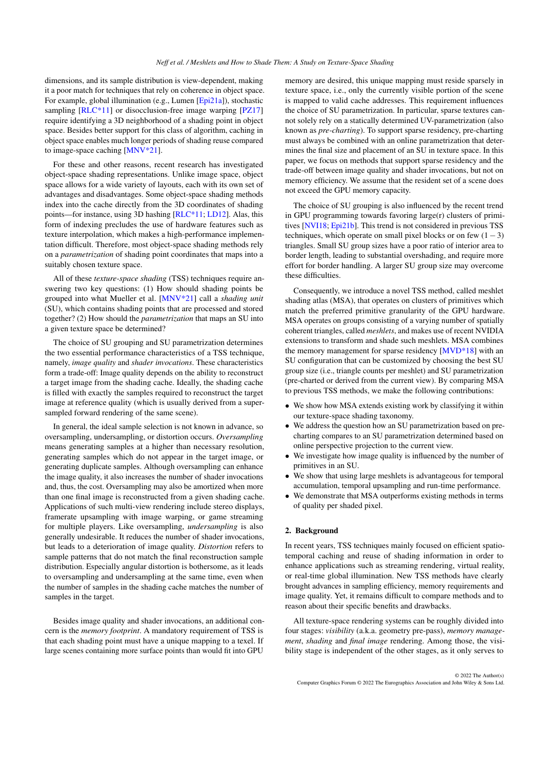dimensions, and its sample distribution is view-dependent, making it a poor match for techniques that rely on coherence in object space. For example, global illumination (e.g., Lumen [Epi21a]), stochastic sampling [RLC*11] or disocclusion-free image warping [PZ17] require identifying a 3D neighborhood of a shading point in object space. Besides better support for this class of algorithm, caching in object space enables much longer periods of shading reuse compared to image-space caching [MNV*21].

For these and other reasons, recent research has investigated object-space shading representations. Unlike image space, object space allows for a wide variety of layouts, each with its own set of advantages and disadvantages. Some object-space shading methods index into the cache directly from the 3D coordinates of shading points—for instance, using 3D hashing [RLC*11; LD12]. Alas, this form of indexing precludes the use of hardware features such as texture interpolation, which makes a high-performance implementation difficult. Therefore, most object-space shading methods rely on a *parametrization* of shading point coordinates that maps into a suitably chosen texture space.

All of these *texture-space shading* (TSS) techniques require answering two key questions: (1) How should shading points be grouped into what Mueller et al. [MNV*21] call a *shading unit* (SU), which contains shading points that are processed and stored together? (2) How should the *parametrization* that maps an SU into a given texture space be determined?

The choice of SU grouping and SU parametrization determines the two essential performance characteristics of a TSS technique, namely, *image quality* and *shader invocations*. These characteristics form a trade-off: Image quality depends on the ability to reconstruct a target image from the shading cache. Ideally, the shading cache is filled with exactly the samples required to reconstruct the target image at reference quality (which is usually derived from a super-sampled forward rendering of the same scene).

In general, the ideal sample selection is not known in advance, so oversampling, undersampling, or distortion occurs. *Oversampling* means generating samples at a higher than necessary resolution, generating samples which do not appear in the target image, or generating duplicate samples. Although oversampling can enhance the image quality, it also increases the number of shader invocations and, thus, the cost. Oversampling may also be amortized when more than one final image is reconstructed from a given shading cache. Applications of such multi-view rendering include stereo displays, framerate upsampling with image warping, or game streaming for multiple players. Like oversampling, *undersampling* is also generally undesirable. It reduces the number of shader invocations, but leads to a deterioration of image quality. *Distortion* refers to sample patterns that do not match the final reconstruction sample distribution. Especially angular distortion is bothersome, as it leads to oversampling and undersampling at the same time, even when the number of samples in the shading cache matches the number of samples in the target.

Besides image quality and shader invocations, an additional concern is the *memory footprint*. A mandatory requirement of TSS is that each shading point must have a unique mapping to a texel. If large scenes containing more surface points than would fit into GPU memory are desired, this unique mapping must reside sparsely in texture space, i.e., only the currently visible portion of the scene is mapped to valid cache addresses. This requirement influences the choice of SU parametrization. In particular, sparse textures cannot solely rely on a statically determined UV-parametrization (also known as *pre-charting*). To support sparse residency, pre-charting must always be combined with an online parametrization that determines the final size and placement of an SU in texture space. In this paper, we focus on methods that support sparse residency and the trade-off between image quality and shader invocations, but not on memory efficiency. We assume that the resident set of a scene does not exceed the GPU memory capacity.

The choice of SU grouping is also influenced by the recent trend in GPU programming towards favoring large(r) clusters of primitives [NVI18; Epi21b]. This trend is not considered in previous TSS techniques, which operate on small pixel blocks or on few $(1-3)$ triangles. Small SU group sizes have a poor ratio of interior area to border length, leading to substantial overshading, and require more effort for border handling. A larger SU group size may overcome these difficulties.

Consequently, we introduce a novel TSS method, called meshlet shading atlas (MSA), that operates on clusters of primitives which match the preferred primitive granularity of the GPU hardware. MSA operates on groups consisting of a varying number of spatially coherent triangles, called *meshlets*, and makes use of recent NVIDIA extensions to transform and shade such meshlets. MSA combines the memory management for sparse residency [MVD*18] with an SU configuration that can be customized by choosing the best SU group size (i.e., triangle counts per meshlet) and SU parametrization (pre-charted or derived from the current view). By comparing MSA to previous TSS methods, we make the following contributions:

- We show how MSA extends existing work by classifying it within our texture-space shading taxonomy.
- We address the question how an SU parametrization based on pre-charting compares to an SU parametrization determined based on online perspective projection to the current view.
- We investigate how image quality is influenced by the number of primitives in an SU.
- We show that using large meshlets is advantageous for temporal accumulation, temporal upsampling and run-time performance.
- We demonstrate that MSA outperforms existing methods in terms of quality per shaded pixel.

## 2. Background

In recent years, TSS techniques mainly focused on efficient spatio-temporal caching and reuse of shading information in order to enhance applications such as streaming rendering, virtual reality, or real-time global illumination. New TSS methods have clearly brought advances in sampling efficiency, memory requirements and image quality. Yet, it remains difficult to compare methods and to reason about their specific benefits and drawbacks.

All texture-space rendering systems can be roughly divided into four stages: *visibility* (a.k.a. geometry pre-pass), *memory management*, *shading* and *final image* rendering. Among those, the visibility stage is independent of the other stages, as it only serves to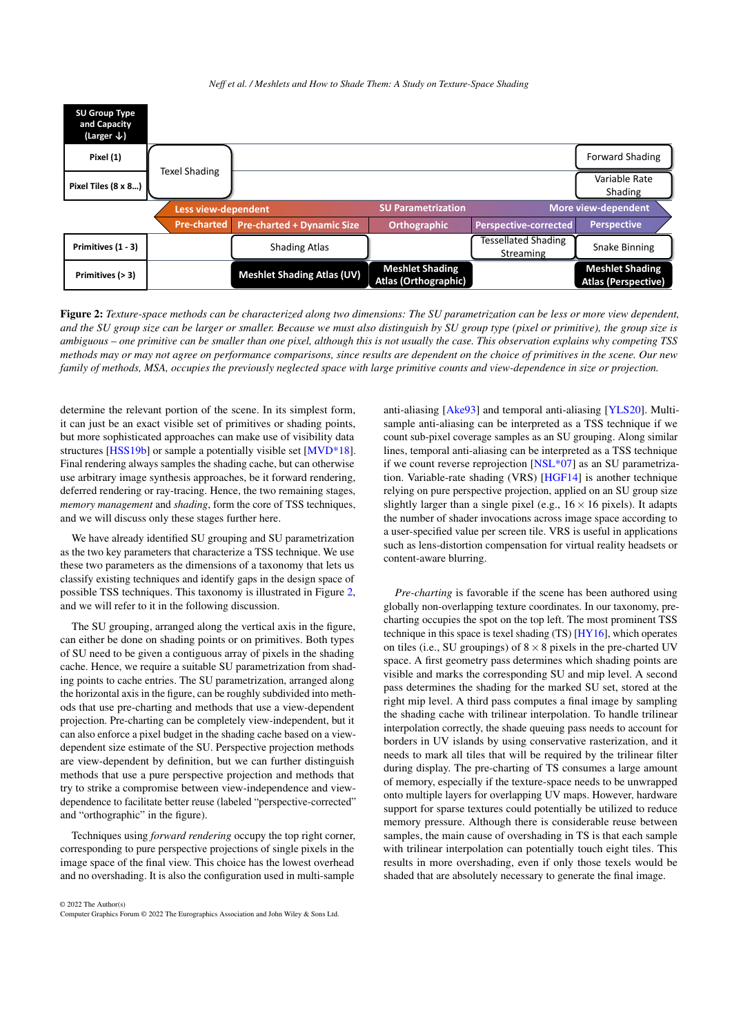| SU Group Type and Capacity (Larger ↓) | Pre-charted | Pre-charted + Dynamic Size | Orthographic | Perspective-corrected | Perspective |
|---|---|---|---|---|---|
| | **SU Parametrization** (Less view-dependent → More view-dependent) | | | | |
| Pixel (1) | Texel Shading | | | | Forward Shading |
| Pixel Tiles (8 x 8...) | Texel Shading | | | | Variable Rate Shading |
| Primitives (1 - 3) | | Shading Atlas | | Tessellated Shading Streaming | Snake Binning |
| Primitives (> 3) | | **Meshlet Shading Atlas (UV)** | **Meshlet Shading Atlas (Orthographic)** | | **Meshlet Shading Atlas (Perspective)** |

**Figure 2:** *Texture-space methods can be characterized along two dimensions: The SU parametrization can be less or more view dependent, and the SU group size can be larger or smaller. Because we must also distinguish by SU group type (pixel or primitive), the group size is ambiguous – one primitive can be smaller than one pixel, although this is not usually the case. This observation explains why competing TSS methods may or may not agree on performance comparisons, since results are dependent on the choice of primitives in the scene. Our new family of methods, MSA, occupies the previously neglected space with large primitive counts and view-dependence in size or projection.*

determine the relevant portion of the scene. In its simplest form, it can just be an exact visible set of primitives or shading points, but more sophisticated approaches can make use of visibility data structures [HSS19b] or sample a potentially visible set [MVD*18]. Final rendering always samples the shading cache, but can otherwise use arbitrary image synthesis approaches, be it forward rendering, deferred rendering or ray-tracing. Hence, the two remaining stages, *memory management* and *shading*, form the core of TSS techniques, and we will discuss only these stages further here.

We have already identified SU grouping and SU parametrization as the two key parameters that characterize a TSS technique. We use these two parameters as the dimensions of a taxonomy that lets us classify existing techniques and identify gaps in the design space of possible TSS techniques. This taxonomy is illustrated in Figure 2, and we will refer to it in the following discussion.

The SU grouping, arranged along the vertical axis in the figure, can either be done on shading points or on primitives. Both types of SU need to be given a contiguous array of pixels in the shading cache. Hence, we require a suitable SU parametrization from shading points to cache entries. The SU parametrization, arranged along the horizontal axis in the figure, can be roughly subdivided into methods that use pre-charting and methods that use a view-dependent projection. Pre-charting can be completely view-independent, but it can also enforce a pixel budget in the shading cache based on a view-dependent size estimate of the SU. Perspective projection methods are view-dependent by definition, but we can further distinguish methods that use a pure perspective projection and methods that try to strike a compromise between view-independence and view-dependence to facilitate better reuse (labeled "perspective-corrected" and "orthographic" in the figure).

Techniques using *forward rendering* occupy the top right corner, corresponding to pure perspective projections of single pixels in the image space of the final view. This choice has the lowest overhead and no overshading. It is also the configuration used in multi-sample anti-aliasing [Ake93] and temporal anti-aliasing [YLS20]. Multi-sample anti-aliasing can be interpreted as a TSS technique if we count sub-pixel coverage samples as an SU grouping. Along similar lines, temporal anti-aliasing can be interpreted as a TSS technique if we count reverse reprojection [NSL*07] as an SU parametrization. Variable-rate shading (VRS) [HGF14] is another technique relying on pure perspective projection, applied on an SU group size slightly larger than a single pixel (e.g., $16 \times 16$ pixels). It adapts the number of shader invocations across image space according to a user-specified value per screen tile. VRS is useful in applications such as lens-distortion compensation for virtual reality headsets or content-aware blurring.

*Pre-charting* is favorable if the scene has been authored using globally non-overlapping texture coordinates. In our taxonomy, pre-charting occupies the spot on the top left. The most prominent TSS technique in this space is texel shading (TS) [HY16], which operates on tiles (i.e., SU groupings) of $8 \times 8$ pixels in the pre-charted UV space. A first geometry pass determines which shading points are visible and marks the corresponding SU and mip level. A second pass determines the shading for the marked SU set, stored at the right mip level. A third pass computes a final image by sampling the shading cache with trilinear interpolation. To handle trilinear interpolation correctly, the shade queuing pass needs to account for borders in UV islands by using conservative rasterization, and it needs to mark all tiles that will be required by the trilinear filter during display. The pre-charting of TS consumes a large amount of memory, especially if the texture-space needs to be unwrapped onto multiple layers for overlapping UV maps. However, hardware support for sparse textures could potentially be utilized to reduce memory pressure. Although there is considerable reuse between samples, the main cause of overshading in TS is that each sample with trilinear interpolation can potentially touch eight tiles. This results in more overshading, even if only those texels would be shaded that are absolutely necessary to generate the final image.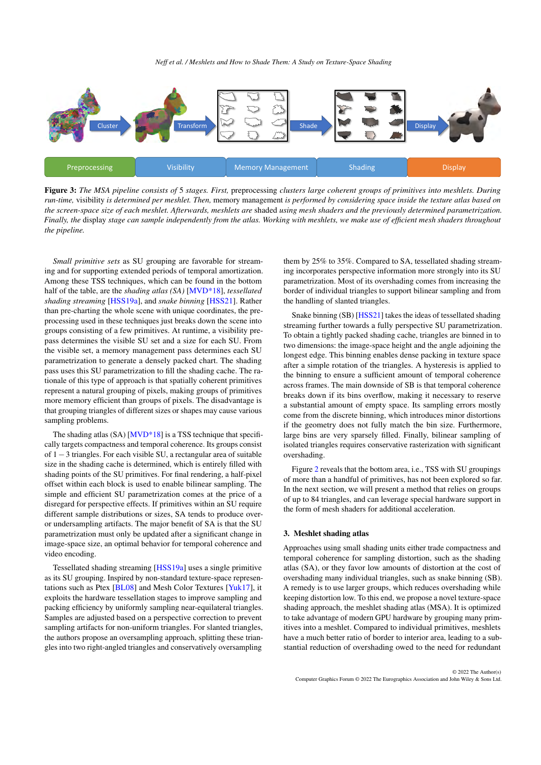**Figure 3:** *The MSA pipeline consists of 5 stages. First,* preprocessing *clusters large coherent groups of primitives into meshlets. During run-time,* visibility *is determined per meshlet. Then,* memory management *is performed by considering space inside the texture atlas based on the screen-space size of each meshlet. Afterwards, meshlets are* shaded *using mesh shaders and the previously determined parametrization. Finally, the* display *stage can sample independently from the atlas. Working with meshlets, we make use of efficient mesh shaders throughout the pipeline.*

*Small primitive sets* as SU grouping are favorable for streaming and for supporting extended periods of temporal amortization. Among these TSS techniques, which can be found in the bottom half of the table, are the *shading atlas (SA)* [MVD*18], *tessellated shading streaming* [HSS19a], and *snake binning* [HSS21]. Rather than pre-charting the whole scene with unique coordinates, the preprocessing used in these techniques just breaks down the scene into groups consisting of a few primitives. At runtime, a visibility prepass determines the visible SU set and a size for each SU. From the visible set, a memory management pass determines each SU parametrization to generate a densely packed chart. The shading pass uses this SU parametrization to fill the shading cache. The rationale of this type of approach is that spatially coherent primitives represent a natural grouping of pixels, making groups of primitives more memory efficient than groups of pixels. The disadvantage is that grouping triangles of different sizes or shapes may cause various sampling problems.

The shading atlas (SA) [MVD*18] is a TSS technique that specifically targets compactness and temporal coherence. Its groups consist of $1-3$ triangles. For each visible SU, a rectangular area of suitable size in the shading cache is determined, which is entirely filled with shading points of the SU primitives. For final rendering, a half-pixel offset within each block is used to enable bilinear sampling. The simple and efficient SU parametrization comes at the price of a disregard for perspective effects. If primitives within an SU require different sample distributions or sizes, SA tends to produce over- or undersampling artifacts. The major benefit of SA is that the SU parametrization must only be updated after a significant change in image-space size, an optimal behavior for temporal coherence and video encoding.

Tessellated shading streaming [HSS19a] uses a single primitive as its SU grouping. Inspired by non-standard texture-space representations such as Ptex [BL08] and Mesh Color Textures [Yuk17], it exploits the hardware tessellation stages to improve sampling and packing efficiency by uniformly sampling near-equilateral triangles. Samples are adjusted based on a perspective correction to prevent sampling artifacts for non-uniform triangles. For slanted triangles, the authors propose an oversampling approach, splitting these triangles into two right-angled triangles and conservatively oversampling them by 25% to 35%. Compared to SA, tessellated shading streaming incorporates perspective information more strongly into its SU parametrization. Most of its overshading comes from increasing the border of individual triangles to support bilinear sampling and from the handling of slanted triangles.

Snake binning (SB) [HSS21] takes the ideas of tessellated shading streaming further towards a fully perspective SU parametrization. To obtain a tightly packed shading cache, triangles are binned in to two dimensions: the image-space height and the angle adjoining the longest edge. This binning enables dense packing in texture space after a simple rotation of the triangles. A hysteresis is applied to the binning to ensure a sufficient amount of temporal coherence across frames. The main downside of SB is that temporal coherence breaks down if its bins overflow, making it necessary to reserve a substantial amount of empty space. Its sampling errors mostly come from the discrete binning, which introduces minor distortions if the geometry does not fully match the bin size. Furthermore, large bins are very sparsely filled. Finally, bilinear sampling of isolated triangles requires conservative rasterization with significant overshading.

Figure 2 reveals that the bottom area, i.e., TSS with SU groupings of more than a handful of primitives, has not been explored so far. In the next section, we will present a method that relies on groups of up to 84 triangles, and can leverage special hardware support in the form of mesh shaders for additional acceleration.

## 3. Meshlet shading atlas

Approaches using small shading units either trade compactness and temporal coherence for sampling distortion, such as the shading atlas (SA), or they favor low amounts of distortion at the cost of overshading many individual triangles, such as snake binning (SB). A remedy is to use larger groups, which reduces overshading while keeping distortion low. To this end, we propose a novel texture-space shading approach, the meshlet shading atlas (MSA). It is optimized to take advantage of modern GPU hardware by grouping many primitives into a meshlet. Compared to individual primitives, meshlets have a much better ratio of border to interior area, leading to a substantial reduction of overshading owed to the need for redundant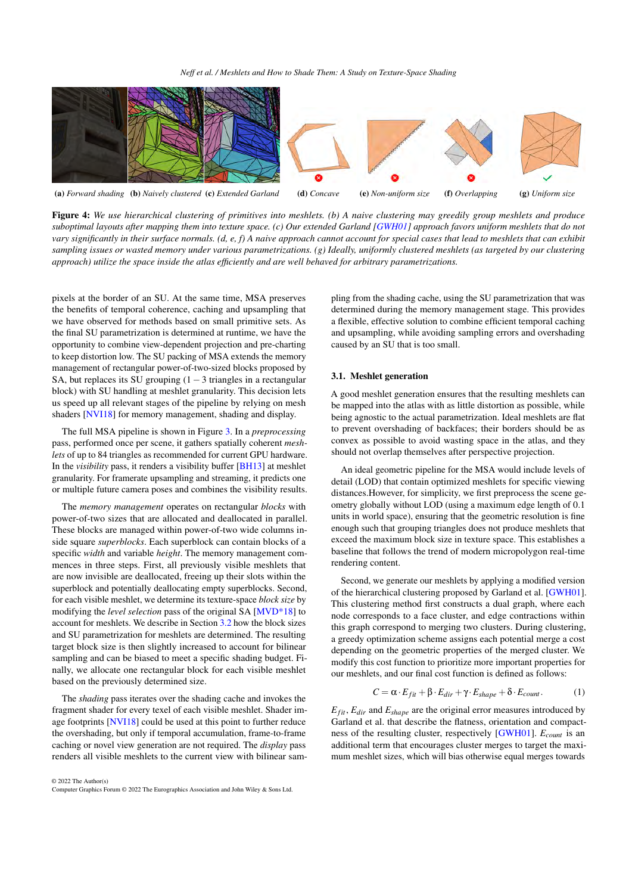(a) *Forward shading* (b) *Naively clustered* (c) *Extended Garland* (d) *Concave* (e) *Non-uniform size* (f) *Overlapping* (g) *Uniform size*

**Figure 4:** *We use hierarchical clustering of primitives into meshlets. (b) A naive clustering may greedily group meshlets and produce suboptimal layouts after mapping them into texture space. (c) Our extended Garland [GWH01] approach favors uniform meshlets that do not vary significantly in their surface normals. (d, e, f) A naive approach cannot account for special cases that lead to meshlets that can exhibit sampling issues or wasted memory under various parametrizations. (g) Ideally, uniformly clustered meshlets (as targeted by our clustering approach) utilize the space inside the atlas efficiently and are well behaved for arbitrary parametrizations.*

pixels at the border of an SU. At the same time, MSA preserves the benefits of temporal coherence, caching and upsampling that we have observed for methods based on small primitive sets. As the final SU parametrization is determined at runtime, we have the opportunity to combine view-dependent projection and pre-charting to keep distortion low. The SU packing of MSA extends the memory management of rectangular power-of-two-sized blocks proposed by SA, but replaces its SU grouping ($1-3$ triangles in a rectangular block) with SU handling at meshlet granularity. This decision lets us speed up all relevant stages of the pipeline by relying on mesh shaders [NVI18] for memory management, shading and display.

The full MSA pipeline is shown in Figure 3. In a *preprocessing* pass, performed once per scene, it gathers spatially coherent *meshlets* of up to 84 triangles as recommended for current GPU hardware. In the *visibility* pass, it renders a visibility buffer [BH13] at meshlet granularity. For framerate upsampling and streaming, it predicts one or multiple future camera poses and combines the visibility results.

The *memory management* operates on rectangular *blocks* with power-of-two sizes that are allocated and deallocated in parallel. These blocks are managed within power-of-two wide columns inside square *superblocks*. Each superblock can contain blocks of a specific *width* and variable *height*. The memory management commences in three steps. First, all previously visible meshlets that are now invisible are deallocated, freeing up their slots within the superblock and potentially deallocating empty superblocks. Second, for each visible meshlet, we determine its texture-space *block size* by modifying the *level selection* pass of the original SA [MVD*18] to account for meshlets. We describe in Section 3.2 how the block sizes and SU parametrization for meshlets are determined. The resulting target block size is then slightly increased to account for bilinear sampling and can be biased to meet a specific shading budget. Finally, we allocate one rectangular block for each visible meshlet based on the previously determined size.

The *shading* pass iterates over the shading cache and invokes the fragment shader for every texel of each visible meshlet. Shader image footprints [NVI18] could be used at this point to further reduce the overshading, but only if temporal accumulation, frame-to-frame caching or novel view generation are not required. The *display* pass renders all visible meshlets to the current view with bilinear sampling from the shading cache, using the SU parametrization that was determined during the memory management stage. This provides a flexible, effective solution to combine efficient temporal caching and upsampling, while avoiding sampling errors and overshading caused by an SU that is too small.

### 3.1. Meshlet generation

A good meshlet generation ensures that the resulting meshlets can be mapped into the atlas with as little distortion as possible, while being agnostic to the actual parametrization. Ideal meshlets are flat to prevent overshading of backfaces; their borders should be as convex as possible to avoid wasting space in the atlas, and they should not overlap themselves after perspective projection.

An ideal geometric pipeline for the MSA would include levels of detail (LOD) that contain optimized meshlets for specific viewing distances.However, for simplicity, we first preprocess the scene geometry globally without LOD (using a maximum edge length of 0.1 units in world space), ensuring that the geometric resolution is fine enough such that grouping triangles does not produce meshlets that exceed the maximum block size in texture space. This establishes a baseline that follows the trend of modern micropolygon real-time rendering content.

Second, we generate our meshlets by applying a modified version of the hierarchical clustering proposed by Garland et al. [GWH01]. This clustering method first constructs a dual graph, where each node corresponds to a face cluster, and edge contractions within this graph correspond to merging two clusters. During clustering, a greedy optimization scheme assigns each potential merge a cost depending on the geometric properties of the merged cluster. We modify this cost function to prioritize more important properties for our meshlets, and our final cost function is defined as follows:

$$C = \alpha \cdot E_{fit} + \beta \cdot E_{dir} + \gamma \cdot E_{shape} + \delta \cdot E_{count}. \tag{1}$$

$E_{fit}$, $E_{dir}$ and $E_{shape}$ are the original error measures introduced by Garland et al. that describe the flatness, orientation and compactness of the resulting cluster, respectively [GWH01]. $E_{count}$ is an additional term that encourages cluster merges to target the maximum meshlet sizes, which will bias otherwise equal merges towards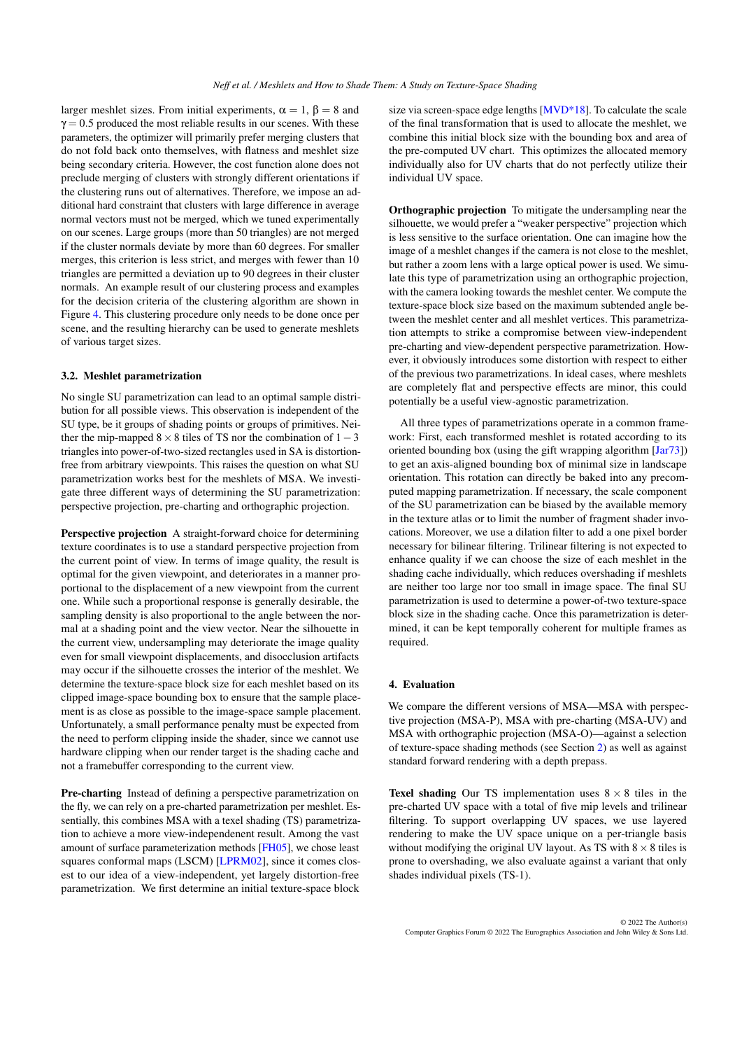larger meshlet sizes. From initial experiments, $\alpha = 1$, $\beta = 8$ and $\gamma = 0.5$ produced the most reliable results in our scenes. With these parameters, the optimizer will primarily prefer merging clusters that do not fold back onto themselves, with flatness and meshlet size being secondary criteria. However, the cost function alone does not preclude merging of clusters with strongly different orientations if the clustering runs out of alternatives. Therefore, we impose an additional hard constraint that clusters with large difference in average normal vectors must not be merged, which we tuned experimentally on our scenes. Large groups (more than 50 triangles) are not merged if the cluster normals deviate by more than 60 degrees. For smaller merges, this criterion is less strict, and merges with fewer than 10 triangles are permitted a deviation up to 90 degrees in their cluster normals. An example result of our clustering process and examples for the decision criteria of the clustering algorithm are shown in Figure 4. This clustering procedure only needs to be done once per scene, and the resulting hierarchy can be used to generate meshlets of various target sizes.

### 3.2. Meshlet parametrization

No single SU parametrization can lead to an optimal sample distribution for all possible views. This observation is independent of the SU type, be it groups of shading points or groups of primitives. Neither the mip-mapped $8 \times 8$ tiles of TS nor the combination of $1-3$ triangles into power-of-two-sized rectangles used in SA is distortion-free from arbitrary viewpoints. This raises the question on what SU parametrization works best for the meshlets of MSA. We investigate three different ways of determining the SU parametrization: perspective projection, pre-charting and orthographic projection.

**Perspective projection** A straight-forward choice for determining texture coordinates is to use a standard perspective projection from the current point of view. In terms of image quality, the result is optimal for the given viewpoint, and deteriorates in a manner proportional to the displacement of a new viewpoint from the current one. While such a proportional response is generally desirable, the sampling density is also proportional to the angle between the normal at a shading point and the view vector. Near the silhouette in the current view, undersampling may deteriorate the image quality even for small viewpoint displacements, and disocclusion artifacts may occur if the silhouette crosses the interior of the meshlet. We determine the texture-space block size for each meshlet based on its clipped image-space bounding box to ensure that the sample placement is as close as possible to the image-space sample placement. Unfortunately, a small performance penalty must be expected from the need to perform clipping inside the shader, since we cannot use hardware clipping when our render target is the shading cache and not a framebuffer corresponding to the current view.

**Pre-charting** Instead of defining a perspective parametrization on the fly, we can rely on a pre-charted parametrization per meshlet. Essentially, this combines MSA with a texel shading (TS) parametrization to achieve a more view-independenent result. Among the vast amount of surface parameterization methods [FH05], we chose least squares conformal maps (LSCM) [LPRM02], since it comes closest to our idea of a view-independent, yet largely distortion-free parametrization. We first determine an initial texture-space block size via screen-space edge lengths [MVD*18]. To calculate the scale of the final transformation that is used to allocate the meshlet, we combine this initial block size with the bounding box and area of the pre-computed UV chart. This optimizes the allocated memory individually also for UV charts that do not perfectly utilize their individual UV space.

**Orthographic projection** To mitigate the undersampling near the silhouette, we would prefer a "weaker perspective" projection which is less sensitive to the surface orientation. One can imagine how the image of a meshlet changes if the camera is not close to the meshlet, but rather a zoom lens with a large optical power is used. We simulate this type of parametrization using an orthographic projection, with the camera looking towards the meshlet center. We compute the texture-space block size based on the maximum subtended angle between the meshlet center and all meshlet vertices. This parametrization attempts to strike a compromise between view-independent pre-charting and view-dependent perspective parametrization. However, it obviously introduces some distortion with respect to either of the previous two parametrizations. In ideal cases, where meshlets are completely flat and perspective effects are minor, this could potentially be a useful view-agnostic parametrization.

All three types of parametrizations operate in a common framework: First, each transformed meshlet is rotated according to its oriented bounding box (using the gift wrapping algorithm [Jar73]) to get an axis-aligned bounding box of minimal size in landscape orientation. This rotation can directly be baked into any precomputed mapping parametrization. If necessary, the scale component of the SU parametrization can be biased by the available memory in the texture atlas or to limit the number of fragment shader invocations. Moreover, we use a dilation filter to add a one pixel border necessary for bilinear filtering. Trilinear filtering is not expected to enhance quality if we can choose the size of each meshlet in the shading cache individually, which reduces overshading if meshlets are neither too large nor too small in image space. The final SU parametrization is used to determine a power-of-two texture-space block size in the shading cache. Once this parametrization is determined, it can be kept temporally coherent for multiple frames as required.

## 4. Evaluation

We compare the different versions of MSA—MSA with perspective projection (MSA-P), MSA with pre-charting (MSA-UV) and MSA with orthographic projection (MSA-O)—against a selection of texture-space shading methods (see Section 2) as well as against standard forward rendering with a depth prepass.

**Texel shading** Our TS implementation uses $8 \times 8$ tiles in the pre-charted UV space with a total of five mip levels and trilinear filtering. To support overlapping UV spaces, we use layered rendering to make the UV space unique on a per-triangle basis without modifying the original UV layout. As TS with $8 \times 8$ tiles is prone to overshading, we also evaluate against a variant that only shades individual pixels (TS-1).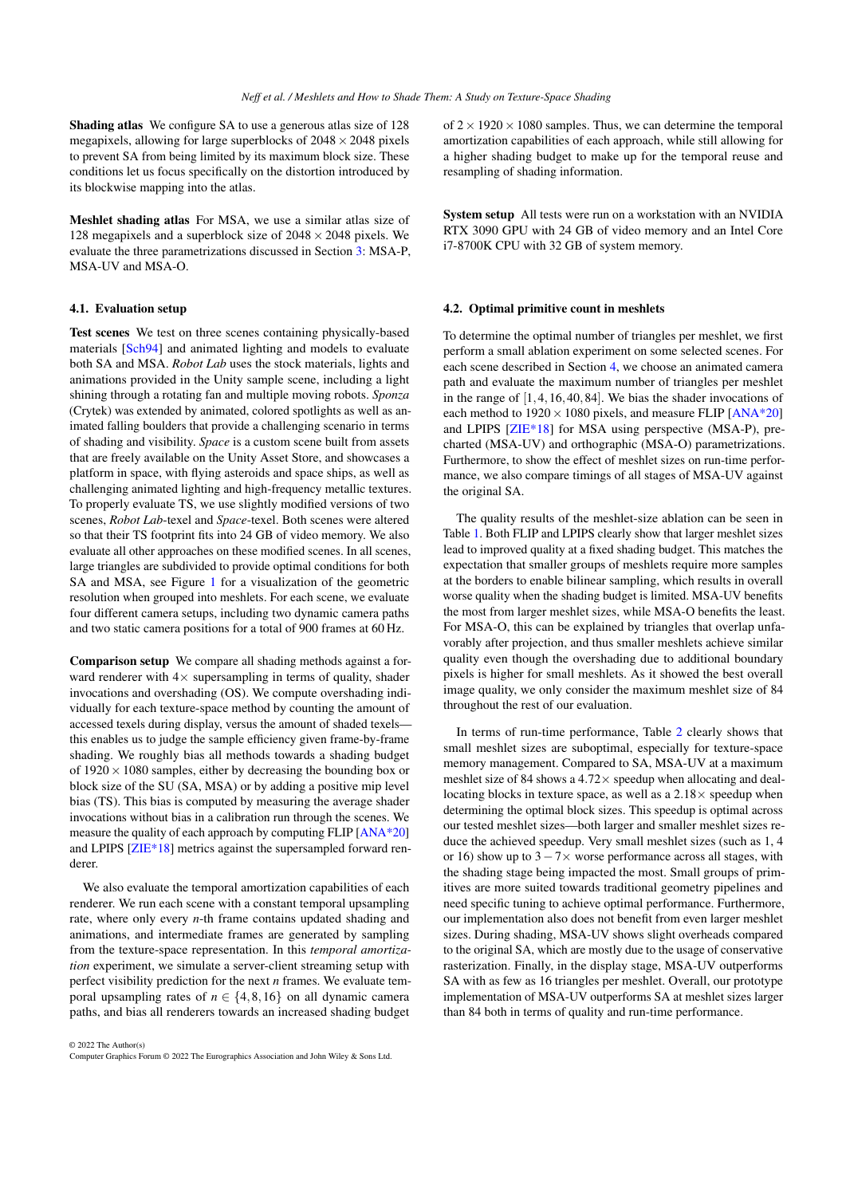**Shading atlas** We configure SA to use a generous atlas size of 128 megapixels, allowing for large superblocks of $2048 \times 2048$ pixels to prevent SA from being limited by its maximum block size. These conditions let us focus specifically on the distortion introduced by its blockwise mapping into the atlas.

**Meshlet shading atlas** For MSA, we use a similar atlas size of 128 megapixels and a superblock size of $2048 \times 2048$ pixels. We evaluate the three parametrizations discussed in Section 3: MSA-P, MSA-UV and MSA-O.

### 4.1. Evaluation setup

**Test scenes** We test on three scenes containing physically-based materials [Sch94] and animated lighting and models to evaluate both SA and MSA. *Robot Lab* uses the stock materials, lights and animations provided in the Unity sample scene, including a light shining through a rotating fan and multiple moving robots. *Sponza* (Crytek) was extended by animated, colored spotlights as well as animated falling boulders that provide a challenging scenario in terms of shading and visibility. *Space* is a custom scene built from assets that are freely available on the Unity Asset Store, and showcases a platform in space, with flying asteroids and space ships, as well as challenging animated lighting and high-frequency metallic textures. To properly evaluate TS, we use slightly modified versions of two scenes, *Robot Lab*-texel and *Space*-texel. Both scenes were altered so that their TS footprint fits into 24 GB of video memory. We also evaluate all other approaches on these modified scenes. In all scenes, large triangles are subdivided to provide optimal conditions for both SA and MSA, see Figure 1 for a visualization of the geometric resolution when grouped into meshlets. For each scene, we evaluate four different camera setups, including two dynamic camera paths and two static camera positions for a total of 900 frames at 60 Hz.

**Comparison setup** We compare all shading methods against a forward renderer with $4\times$ supersampling in terms of quality, shader invocations and overshading (OS). We compute overshading individually for each texture-space method by counting the amount of accessed texels during display, versus the amount of shaded texels—this enables us to judge the sample efficiency given frame-by-frame shading. We roughly bias all methods towards a shading budget of $1920 \times 1080$ samples, either by decreasing the bounding box or block size of the SU (SA, MSA) or by adding a positive mip level bias (TS). This bias is computed by measuring the average shader invocations without bias in a calibration run through the scenes. We measure the quality of each approach by computing FLIP [ANA*20] and LPIPS [ZIE*18] metrics against the supersampled forward renderer.

We also evaluate the temporal amortization capabilities of each renderer. We run each scene with a constant temporal upsampling rate, where only every $n$-th frame contains updated shading and animations, and intermediate frames are generated by sampling from the texture-space representation. In this *temporal amortization* experiment, we simulate a server-client streaming setup with perfect visibility prediction for the next $n$ frames. We evaluate temporal upsampling rates of $n \in \{4, 8, 16\}$ on all dynamic camera paths, and bias all renderers towards an increased shading budget of $2 \times 1920 \times 1080$ samples. Thus, we can determine the temporal amortization capabilities of each approach, while still allowing for a higher shading budget to make up for the temporal reuse and resampling of shading information.

**System setup** All tests were run on a workstation with an NVIDIA RTX 3090 GPU with 24 GB of video memory and an Intel Core i7-8700K CPU with 32 GB of system memory.

### 4.2. Optimal primitive count in meshlets

To determine the optimal number of triangles per meshlet, we first perform a small ablation experiment on some selected scenes. For each scene described in Section 4, we choose an animated camera path and evaluate the maximum number of triangles per meshlet in the range of $[1, 4, 16, 40, 84]$. We bias the shader invocations of each method to $1920 \times 1080$ pixels, and measure FLIP [ANA*20] and LPIPS [ZIE*18] for MSA using perspective (MSA-P), precharted (MSA-UV) and orthographic (MSA-O) parametrizations. Furthermore, to show the effect of meshlet sizes on run-time performance, we also compare timings of all stages of MSA-UV against the original SA.

The quality results of the meshlet-size ablation can be seen in Table 1. Both FLIP and LPIPS clearly show that larger meshlet sizes lead to improved quality at a fixed shading budget. This matches the expectation that smaller groups of meshlets require more samples at the borders to enable bilinear sampling, which results in overall worse quality when the shading budget is limited. MSA-UV benefits the most from larger meshlet sizes, while MSA-O benefits the least. For MSA-O, this can be explained by triangles that overlap unfavorably after projection, and thus smaller meshlets achieve similar quality even though the overshading due to additional boundary pixels is higher for small meshlets. As it showed the best overall image quality, we only consider the maximum meshlet size of 84 throughout the rest of our evaluation.

In terms of run-time performance, Table 2 clearly shows that small meshlet sizes are suboptimal, especially for texture-space memory management. Compared to SA, MSA-UV at a maximum meshlet size of 84 shows a $4.72\times$ speedup when allocating and deallocating blocks in texture space, as well as a $2.18\times$ speedup when determining the optimal block sizes. This speedup is optimal across our tested meshlet sizes—both larger and smaller meshlet sizes reduce the achieved speedup. Very small meshlet sizes (such as 1, 4 or 16) show up to $3-7\times$ worse performance across all stages, with the shading stage being impacted the most. Small groups of primitives are more suited towards traditional geometry pipelines and need specific tuning to achieve optimal performance. Furthermore, our implementation also does not benefit from even larger meshlet sizes. During shading, MSA-UV shows slight overheads compared to the original SA, which are mostly due to the usage of conservative rasterization. Finally, in the display stage, MSA-UV outperforms SA with as few as 16 triangles per meshlet. Overall, our prototype implementation of MSA-UV outperforms SA at meshlet sizes larger than 84 both in terms of quality and run-time performance.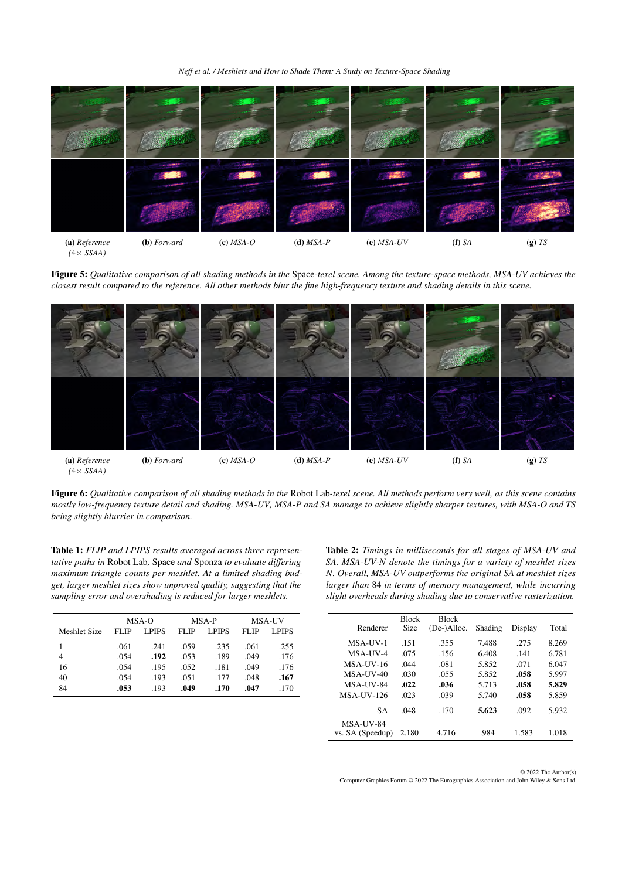(a) *Reference (4× SSAA)* (b) *Forward* (c) *MSA-O* (d) *MSA-P* (e) *MSA-UV* (f) *SA* (g) *TS*

**Figure 5:** *Qualitative comparison of all shading methods in the* Space*-texel scene. Among the texture-space methods, MSA-UV achieves the closest result compared to the reference. All other methods blur the fine high-frequency texture and shading details in this scene.*

(a) *Reference (4× SSAA)* (b) *Forward* (c) *MSA-O* (d) *MSA-P* (e) *MSA-UV* (f) *SA* (g) *TS*

**Figure 6:** *Qualitative comparison of all shading methods in the* Robot Lab*-texel scene. All methods perform very well, as this scene contains mostly low-frequency texture detail and shading. MSA-UV, MSA-P and SA manage to achieve slightly sharper textures, with MSA-O and TS being slightly blurrier in comparison.*

**Table 1:** *FLIP and LPIPS results averaged across three representative paths in* Robot Lab, Space *and* Sponza *to evaluate differing maximum triangle counts per meshlet. At a limited shading budget, larger meshlet sizes show improved quality, suggesting that the sampling error and overshading is reduced for larger meshlets.*

| | MSA-O | | MSA-P | | MSA-UV | |
|---|---|---|---|---|---|---|
| Meshlet Size | FLIP | LPIPS | FLIP | LPIPS | FLIP | LPIPS |
| 1 | .061 | .241 | .059 | .235 | .061 | .255 |
| 4 | .054 | **.192** | .053 | .189 | .049 | .176 |
| 16 | .054 | .195 | .052 | .181 | .049 | .176 |
| 40 | .054 | .193 | .051 | .177 | .048 | **.167** |
| 84 | **.053** | .193 | **.049** | **.170** | **.047** | .170 |

**Table 2:** *Timings in milliseconds for all stages of MSA-UV and SA. MSA-UV-N denote the timings for a variety of meshlet sizes N. Overall, MSA-UV outperforms the original SA at meshlet sizes larger than 84 in terms of memory management, while incurring slight overheads during shading due to conservative rasterization.*

| Renderer | Block Size | Block (De-)Alloc. | Shading | Display | Total |
|---|---|---|---|---|---|
| MSA-UV-1 | .151 | .355 | 7.488 | .275 | 8.269 |
| MSA-UV-4 | .075 | .156 | 6.408 | .141 | 6.781 |
| MSA-UV-16 | .044 | .081 | 5.852 | .071 | 6.047 |
| MSA-UV-40 | .030 | .055 | 5.852 | **.058** | 5.997 |
| MSA-UV-84 | **.022** | **.036** | 5.713 | **.058** | **5.829** |
| MSA-UV-126 | .023 | .039 | 5.740 | **.058** | 5.859 |
| SA | .048 | .170 | **5.623** | .092 | 5.932 |
| MSA-UV-84 vs. SA (Speedup) | 2.180 | 4.716 | .984 | 1.583 | 1.018 |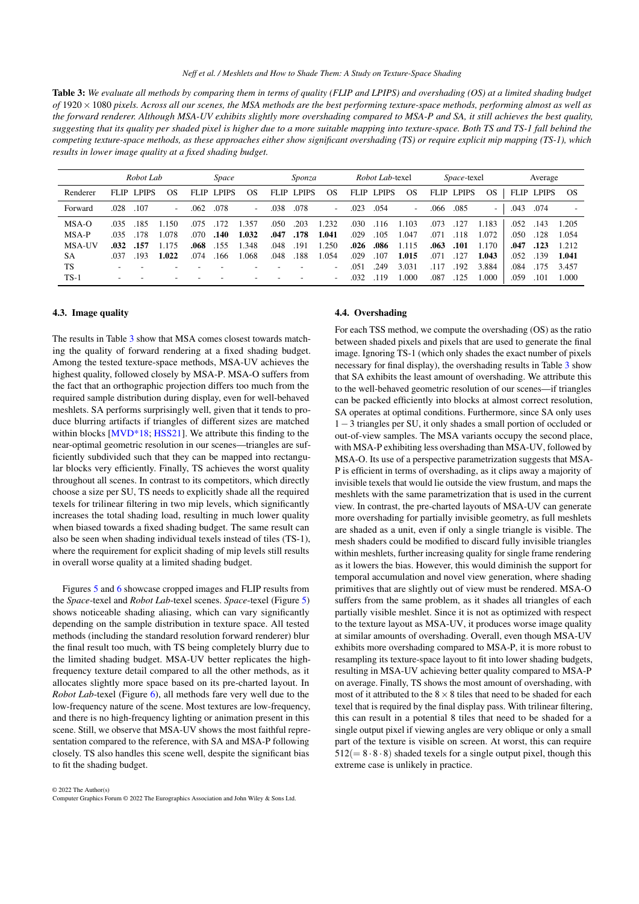**Table 3:** *We evaluate all methods by comparing them in terms of quality (FLIP and LPIPS) and overshading (OS) at a limited shading budget of* $1920 \times 1080$ *pixels. Across all our scenes, the MSA methods are the best performing texture-space methods, performing almost as well as the forward renderer. Although MSA-UV exhibits slightly more overshading compared to MSA-P and SA, it still achieves the best quality, suggesting that its quality per shaded pixel is higher due to a more suitable mapping into texture-space. Both TS and TS-1 fall behind the competing texture-space methods, as these approaches either show significant overshading (TS) or require explicit mip mapping (TS-1), which results in lower image quality at a fixed shading budget.*

| | *Robot Lab* | | | *Space* | | | *Sponza* | | | *Robot Lab*-texel | | | *Space*-texel | | | Average | | |
|---|---|---|---|---|---|---|---|---|---|---|---|---|---|---|---|---|---|---|
| Renderer | FLIP | LPIPS | OS | FLIP | LPIPS | OS | FLIP | LPIPS | OS | FLIP | LPIPS | OS | FLIP | LPIPS | OS | FLIP | LPIPS | OS |
| Forward | .028 | .107 | - | .062 | .078 | - | .038 | .078 | - | .023 | .054 | - | .066 | .085 | - | .043 | .074 | - |
| MSA-O | .035 | .185 | 1.150 | .075 | .172 | 1.357 | .050 | .203 | 1.232 | .030 | .116 | 1.103 | .073 | .127 | 1.183 | .052 | .143 | 1.205 |
| MSA-P | .035 | .178 | 1.078 | .070 | **.140** | **1.032** | **.047** | **.178** | **1.041** | .029 | .105 | 1.047 | .071 | .118 | 1.072 | .050 | .128 | 1.054 |
| MSA-UV | **.032** | **.157** | 1.175 | **.068** | .155 | 1.348 | .048 | .191 | 1.250 | **.026** | **.086** | 1.115 | **.063** | **.101** | 1.170 | **.047** | **.123** | 1.212 |
| SA | .037 | .193 | **1.022** | .074 | .166 | 1.068 | .048 | .188 | 1.054 | .029 | .107 | **1.015** | .071 | .127 | **1.043** | .052 | .139 | **1.041** |
| TS | - | - | - | - | - | - | - | - | - | .051 | .249 | 3.031 | .117 | .192 | 3.884 | .084 | .175 | 3.457 |
| TS-1 | - | - | - | - | - | - | - | - | - | .032 | .119 | 1.000 | .087 | .125 | 1.000 | .059 | .101 | 1.000 |

### 4.3. Image quality

The results in Table 3 show that MSA comes closest towards matching the quality of forward rendering at a fixed shading budget. Among the tested texture-space methods, MSA-UV achieves the highest quality, followed closely by MSA-P. MSA-O suffers from the fact that an orthographic projection differs too much from the required sample distribution during display, even for well-behaved meshlets. SA performs surprisingly well, given that it tends to produce blurring artifacts if triangles of different sizes are matched within blocks [MVD*18; HSS21]. We attribute this finding to the near-optimal geometric resolution in our scenes—triangles are sufficiently subdivided such that they can be mapped into rectangular blocks very efficiently. Finally, TS achieves the worst quality throughout all scenes. In contrast to its competitors, which directly choose a size per SU, TS needs to explicitly shade all the required texels for trilinear filtering in two mip levels, which significantly increases the total shading load, resulting in much lower quality when biased towards a fixed shading budget. The same result can also be seen when shading individual texels instead of tiles (TS-1), where the requirement for explicit shading of mip levels still results in overall worse quality at a limited shading budget.

Figures 5 and 6 showcase cropped images and FLIP results from the *Space*-texel and *Robot Lab*-texel scenes. *Space*-texel (Figure 5) shows noticeable shading aliasing, which can vary significantly depending on the sample distribution in texture space. All tested methods (including the standard resolution forward renderer) blur the final result too much, with TS being completely blurry due to the limited shading budget. MSA-UV better replicates the high-frequency texture detail compared to all the other methods, as it allocates slightly more space based on its pre-charted layout. In *Robot Lab*-texel (Figure 6), all methods fare very well due to the low-frequency nature of the scene. Most textures are low-frequency, and there is no high-frequency lighting or animation present in this scene. Still, we observe that MSA-UV shows the most faithful representation compared to the reference, with SA and MSA-P following closely. TS also handles this scene well, despite the significant bias to fit the shading budget.

### 4.4. Overshading

For each TSS method, we compute the overshading (OS) as the ratio between shaded pixels and pixels that are used to generate the final image. Ignoring TS-1 (which only shades the exact number of pixels necessary for final display), the overshading results in Table 3 show that SA exhibits the least amount of overshading. We attribute this to the well-behaved geometric resolution of our scenes—if triangles can be packed efficiently into blocks at almost correct resolution, SA operates at optimal conditions. Furthermore, since SA only uses $1-3$ triangles per SU, it only shades a small portion of occluded or out-of-view samples. The MSA variants occupy the second place, with MSA-P exhibiting less overshading than MSA-UV, followed by MSA-O. Its use of a perspective parametrization suggests that MSA-P is efficient in terms of overshading, as it clips away a majority of invisible texels that would lie outside the view frustum, and maps the meshlets with the same parametrization that is used in the current view. In contrast, the pre-charted layouts of MSA-UV can generate more overshading for partially invisible geometry, as full meshlets are shaded as a unit, even if only a single triangle is visible. The mesh shaders could be modified to discard fully invisible triangles within meshlets, further increasing quality for single frame rendering as it lowers the bias. However, this would diminish the support for temporal accumulation and novel view generation, where shading primitives that are slightly out of view must be rendered. MSA-O suffers from the same problem, as it shades all triangles of each partially visible meshlet. Since it is not as optimized with respect to the texture layout as MSA-UV, it produces worse image quality at similar amounts of overshading. Overall, even though MSA-UV exhibits more overshading compared to MSA-P, it is more robust to resampling its texture-space layout to fit into lower shading budgets, resulting in MSA-UV achieving better quality compared to MSA-P on average. Finally, TS shows the most amount of overshading, with most of it attributed to the $8 \times 8$ tiles that need to be shaded for each texel that is required by the final display pass. With trilinear filtering, this can result in a potential 8 tiles that need to be shaded for a single output pixel if viewing angles are very oblique or only a small part of the texture is visible on screen. At worst, this can require $512 (= 8 \cdot 8 \cdot 8)$ shaded texels for a single output pixel, though this extreme case is unlikely in practice.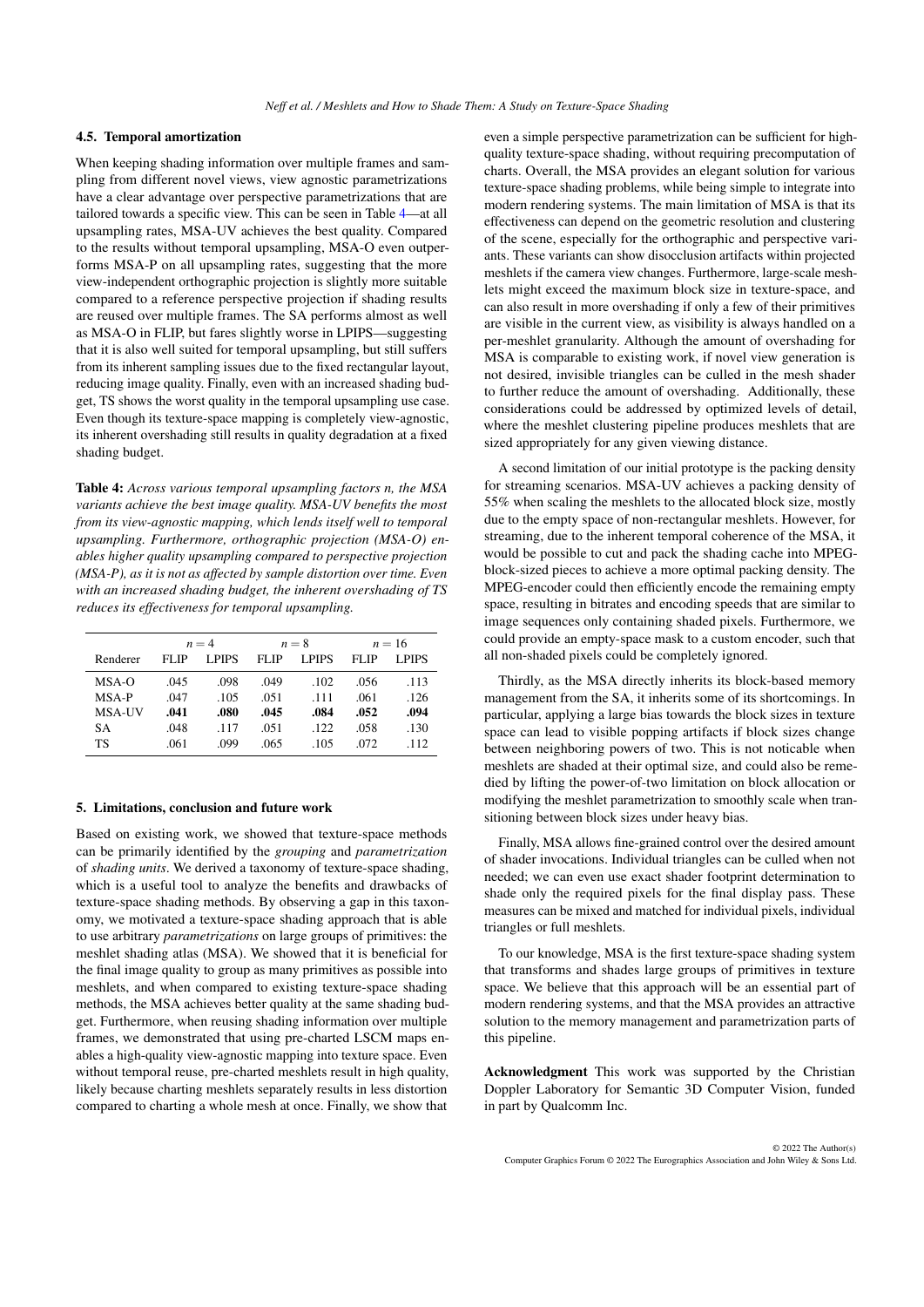### 4.5. Temporal amortization

When keeping shading information over multiple frames and sampling from different novel views, view agnostic parametrizations have a clear advantage over perspective parametrizations that are tailored towards a specific view. This can be seen in Table 4—at all upsampling rates, MSA-UV achieves the best quality. Compared to the results without temporal upsampling, MSA-O even outperforms MSA-P on all upsampling rates, suggesting that the more view-independent orthographic projection is slightly more suitable compared to a reference perspective projection if shading results are reused over multiple frames. The SA performs almost as well as MSA-O in FLIP, but fares slightly worse in LPIPS—suggesting that it is also well suited for temporal upsampling, but still suffers from its inherent sampling issues due to the fixed rectangular layout, reducing image quality. Finally, even with an increased shading budget, TS shows the worst quality in the temporal upsampling use case. Even though its texture-space mapping is completely view-agnostic, its inherent overshading still results in quality degradation at a fixed shading budget.

**Table 4:** *Across various temporal upsampling factors n, the MSA variants achieve the best image quality. MSA-UV benefits the most from its view-agnostic mapping, which lends itself well to temporal upsampling. Furthermore, orthographic projection (MSA-O) enables higher quality upsampling compared to perspective projection (MSA-P), as it is not as affected by sample distortion over time. Even with an increased shading budget, the inherent overshading of TS reduces its effectiveness for temporal upsampling.*

| | $n = 4$ | | $n = 8$ | | $n = 16$ | |
|---|---|---|---|---|---|---|
| Renderer | FLIP | LPIPS | FLIP | LPIPS | FLIP | LPIPS |
| MSA-O | .045 | .098 | .049 | .102 | .056 | .113 |
| MSA-P | .047 | .105 | .051 | .111 | .061 | .126 |
| MSA-UV | **.041** | **.080** | **.045** | **.084** | **.052** | **.094** |
| SA | .048 | .117 | .051 | .122 | .058 | .130 |
| TS | .061 | .099 | .065 | .105 | .072 | .112 |

## 5. Limitations, conclusion and future work

Based on existing work, we showed that texture-space methods can be primarily identified by the *grouping* and *parametrization* of *shading units*. We derived a taxonomy of texture-space shading, which is a useful tool to analyze the benefits and drawbacks of texture-space shading methods. By observing a gap in this taxonomy, we motivated a texture-space shading approach that is able to use arbitrary *parametrizations* on large groups of primitives: the meshlet shading atlas (MSA). We showed that it is beneficial for the final image quality to group as many primitives as possible into meshlets, and when compared to existing texture-space shading methods, the MSA achieves better quality at the same shading budget. Furthermore, when reusing shading information over multiple frames, we demonstrated that using pre-charted LSCM maps enables a high-quality view-agnostic mapping into texture space. Even without temporal reuse, pre-charted meshlets result in high quality, likely because charting meshlets separately results in less distortion compared to charting a whole mesh at once. Finally, we show that even a simple perspective parametrization can be sufficient for high-quality texture-space shading, without requiring precomputation of charts. Overall, the MSA provides an elegant solution for various texture-space shading problems, while being simple to integrate into modern rendering systems. The main limitation of MSA is that its effectiveness can depend on the geometric resolution and clustering of the scene, especially for the orthographic and perspective variants. These variants can show disocclusion artifacts within projected meshlets if the camera view changes. Furthermore, large-scale meshlets might exceed the maximum block size in texture-space, and can also result in more overshading if only a few of their primitives are visible in the current view, as visibility is always handled on a per-meshlet granularity. Although the amount of overshading for MSA is comparable to existing work, if novel view generation is not desired, invisible triangles can be culled in the mesh shader to further reduce the amount of overshading. Additionally, these considerations could be addressed by optimized levels of detail, where the meshlet clustering pipeline produces meshlets that are sized appropriately for any given viewing distance.

A second limitation of our initial prototype is the packing density for streaming scenarios. MSA-UV achieves a packing density of 55% when scaling the meshlets to the allocated block size, mostly due to the empty space of non-rectangular meshlets. However, for streaming, due to the inherent temporal coherence of the MSA, it would be possible to cut and pack the shading cache into MPEG-block-sized pieces to achieve a more optimal packing density. The MPEG-encoder could then efficiently encode the remaining empty space, resulting in bitrates and encoding speeds that are similar to image sequences only containing shaded pixels. Furthermore, we could provide an empty-space mask to a custom encoder, such that all non-shaded pixels could be completely ignored.

Thirdly, as the MSA directly inherits its block-based memory management from the SA, it inherits some of its shortcomings. In particular, applying a large bias towards the block sizes in texture space can lead to visible popping artifacts if block sizes change between neighboring powers of two. This is not noticable when meshlets are shaded at their optimal size, and could also be remedied by lifting the power-of-two limitation on block allocation or modifying the meshlet parametrization to smoothly scale when transitioning between block sizes under heavy bias.

Finally, MSA allows fine-grained control over the desired amount of shader invocations. Individual triangles can be culled when not needed; we can even use exact shader footprint determination to shade only the required pixels for the final display pass. These measures can be mixed and matched for individual pixels, individual triangles or full meshlets.

To our knowledge, MSA is the first texture-space shading system that transforms and shades large groups of primitives in texture space. We believe that this approach will be an essential part of modern rendering systems, and that the MSA provides an attractive solution to the memory management and parametrization parts of this pipeline.

**Acknowledgment** This work was supported by the Christian Doppler Laboratory for Semantic 3D Computer Vision, funded in part by Qualcomm Inc.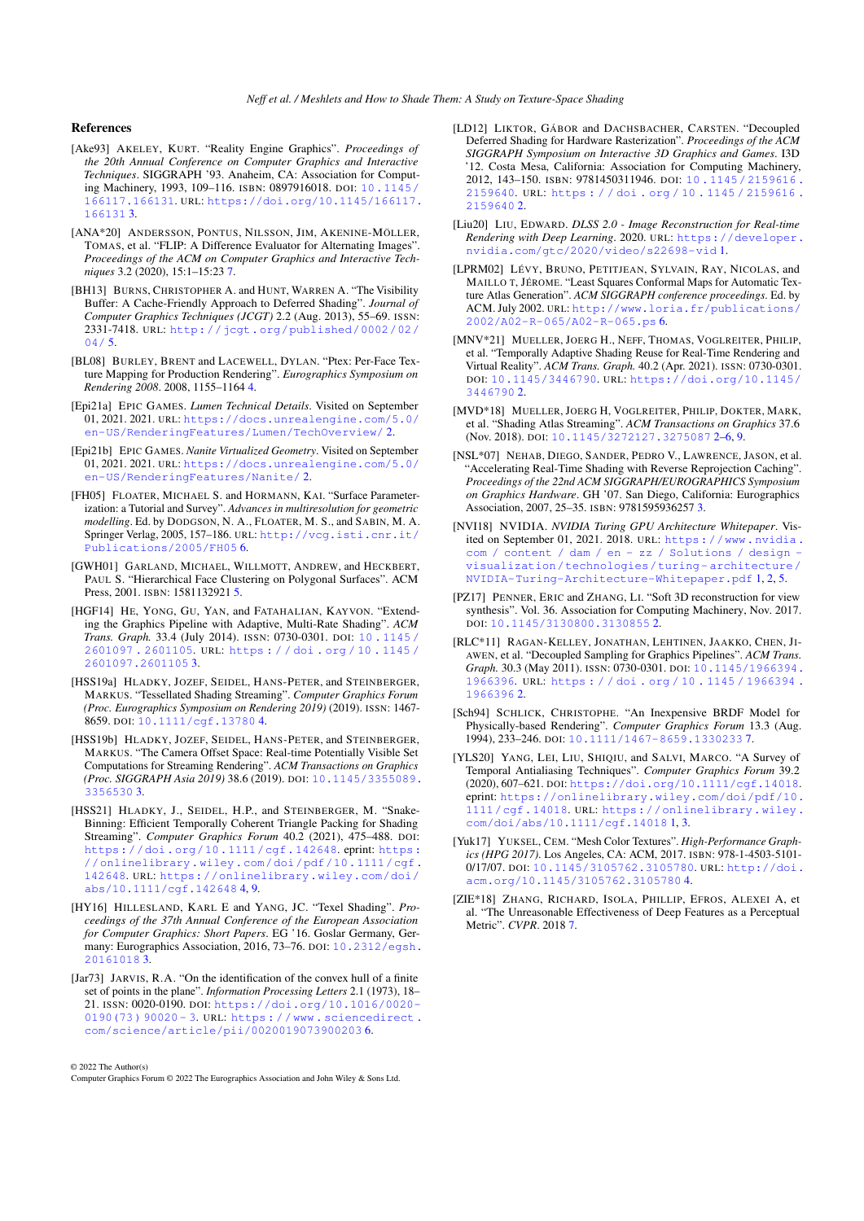## References

[Ake93] AKELEY, KURT. "Reality Engine Graphics". *Proceedings of the 20th Annual Conference on Computer Graphics and Interactive Techniques*. SIGGRAPH '93. Anaheim, CA: Association for Computing Machinery, 1993, 109–116. ISBN: 0897916018. DOI: 10.1145/166117.166131. URL: https://doi.org/10.1145/166117.166131 3.

[ANA*20] ANDERSSON, PONTUS, NILSSON, JIM, AKENINE-MÖLLER, TOMAS, et al. "FLIP: A Difference Evaluator for Alternating Images". *Proceedings of the ACM on Computer Graphics and Interactive Techniques* 3.2 (2020), 15:1–15:23 7.

[BH13] BURNS, CHRISTOPHER A. and HUNT, WARREN A. "The Visibility Buffer: A Cache-Friendly Approach to Deferred Shading". *Journal of Computer Graphics Techniques (JCGT)* 2.2 (Aug. 2013), 55–69. ISSN: 2331-7418. URL: http://jcgt.org/published/0002/02/04/ 5.

[BL08] BURLEY, BRENT and LACEWELL, DYLAN. "Ptex: Per-Face Texture Mapping for Production Rendering". *Eurographics Symposium on Rendering 2008*. 2008, 1155–1164 4.

[Epi21a] EPIC GAMES. *Lumen Technical Details*. Visited on September 01, 2021. 2021. URL: https://docs.unrealengine.com/5.0/en-US/RenderingFeatures/Lumen/TechOverview/ 2.

[Epi21b] EPIC GAMES. *Nanite Virtualized Geometry*. Visited on September 01, 2021. 2021. URL: https://docs.unrealengine.com/5.0/en-US/RenderingFeatures/Nanite/ 2.

[FH05] FLOATER, MICHAEL S. and HORMANN, KAI. "Surface Parameterization: a Tutorial and Survey". *Advances in multiresolution for geometric modelling*. Ed. by DODGSON, N. A., FLOATER, M. S., and SABIN, M. A. Springer Verlag, 2005, 157–186. URL: http://vcg.isti.cnr.it/Publications/2005/FH05 6.

[GWH01] GARLAND, MICHAEL, WILLMOTT, ANDREW, and HECKBERT, PAUL S. "Hierarchical Face Clustering on Polygonal Surfaces". ACM Press, 2001. ISBN: 1581132921 5.

[HGF14] HE, YONG, GU, YAN, and FATAHALIAN, KAYVON. "Extending the Graphics Pipeline with Adaptive, Multi-Rate Shading". *ACM Trans. Graph.* 33.4 (July 2014). ISSN: 0730-0301. DOI: 10.1145/2601097.2601105. URL: https://doi.org/10.1145/2601097.2601105 3.

[HSS19a] HLADKY, JOZEF, SEIDEL, HANS-PETER, and STEINBERGER, MARKUS. "Tessellated Shading Streaming". *Computer Graphics Forum (Proc. Eurographics Symposium on Rendering 2019)* (2019). ISSN: 1467-8659. DOI: 10.1111/cgf.13780 4.

[HSS19b] HLADKY, JOZEF, SEIDEL, HANS-PETER, and STEINBERGER, MARKUS. "The Camera Offset Space: Real-time Potentially Visible Set Computations for Streaming Rendering". *ACM Transactions on Graphics (Proc. SIGGRAPH Asia 2019)* 38.6 (2019). DOI: 10.1145/3355089.3356530 3.

[HSS21] HLADKY, J., SEIDEL, H.P., and STEINBERGER, M. "Snake-Binning: Efficient Temporally Coherent Triangle Packing for Shading Streaming". *Computer Graphics Forum* 40.2 (2021), 475–488. DOI: https://doi.org/10.1111/cgf.142648. eprint: https://onlinelibrary.wiley.com/doi/pdf/10.1111/cgf.142648. URL: https://onlinelibrary.wiley.com/doi/abs/10.1111/cgf.142648 4, 9.

[HY16] HILLESLAND, KARL E and YANG, JC. "Texel Shading". *Proceedings of the 37th Annual Conference of the European Association for Computer Graphics: Short Papers*. EG '16. Goslar Germany, Germany: Eurographics Association, 2016, 73–76. DOI: 10.2312/egsh.20161018 3.

[Jar73] JARVIS, R.A. "On the identification of the convex hull of a finite set of points in the plane". *Information Processing Letters* 2.1 (1973), 18–21. ISSN: 0020-0190. DOI: https://doi.org/10.1016/0020-0190(73)90020-3. URL: https://www.sciencedirect.com/science/article/pii/0020019073900203 6.

[LD12] LIKTOR, GÁBOR and DACHSBACHER, CARSTEN. "Decoupled Deferred Shading for Hardware Rasterization". *Proceedings of the ACM SIGGRAPH Symposium on Interactive 3D Graphics and Games*. I3D '12. Costa Mesa, California: Association for Computing Machinery, 2012, 143–150. ISBN: 9781450311946. DOI: 10.1145/2159616.2159640. URL: https://doi.org/10.1145/2159616.2159640 2.

[Liu20] LIU, EDWARD. *DLSS 2.0 - Image Reconstruction for Real-time Rendering with Deep Learning*. 2020. URL: https://developer.nvidia.com/gtc/2020/video/s22698-vid 1.

[LPRM02] LÉVY, BRUNO, PETITJEAN, SYLVAIN, RAY, NICOLAS, and MAILLO T, JÉROME. "Least Squares Conformal Maps for Automatic Texture Atlas Generation". *ACM SIGGRAPH conference proceedings*. Ed. by ACM. July 2002. URL: http://www.loria.fr/publications/2002/A02-R-065/A02-R-065.ps 6.

[MNV*21] MUELLER, JOERG H., NEFF, THOMAS, VOGLREITER, PHILIP, et al. "Temporally Adaptive Shading Reuse for Real-Time Rendering and Virtual Reality". *ACM Trans. Graph.* 40.2 (Apr. 2021). ISSN: 0730-0301. DOI: 10.1145/3446790. URL: https://doi.org/10.1145/3446790 2.

[MVD*18] MUELLER, JOERG H, VOGLREITER, PHILIP, DOKTER, MARK, et al. "Shading Atlas Streaming". *ACM Transactions on Graphics* 37.6 (Nov. 2018). DOI: 10.1145/3272127.3275087 2–6, 9.

[NSL*07] NEHAB, DIEGO, SANDER, PEDRO V., LAWRENCE, JASON, et al. "Accelerating Real-Time Shading with Reverse Reprojection Caching". *Proceedings of the 22nd ACM SIGGRAPH/EUROGRAPHICS Symposium on Graphics Hardware*. GH '07. San Diego, California: Eurographics Association, 2007, 25–35. ISBN: 9781595596257 3.

[NVI18] NVIDIA. *NVIDIA Turing GPU Architecture Whitepaper*. Visited on September 01, 2021. 2018. URL: https://www.nvidia.com/content/dam/en-zz/Solutions/design-visualization/technologies/turing-architecture/NVIDIA-Turing-Architecture-Whitepaper.pdf 1, 2, 5.

[PZ17] PENNER, ERIC and ZHANG, LI. "Soft 3D reconstruction for view synthesis". Vol. 36. Association for Computing Machinery, Nov. 2017. DOI: 10.1145/3130800.3130855 2.

[RLC*11] RAGAN-KELLEY, JONATHAN, LEHTINEN, JAAKKO, CHEN, JIAWEN, et al. "Decoupled Sampling for Graphics Pipelines". *ACM Trans. Graph.* 30.3 (May 2011). ISSN: 0730-0301. DOI: 10.1145/1966394.1966396. URL: https://doi.org/10.1145/1966394.1966396 2.

[Sch94] SCHLICK, CHRISTOPHE. "An Inexpensive BRDF Model for Physically-based Rendering". *Computer Graphics Forum* 13.3 (Aug. 1994), 233–246. DOI: 10.1111/1467-8659.1330233 7.

[YLS20] YANG, LEI, LIU, SHIQIU, and SALVI, MARCO. "A Survey of Temporal Antialiasing Techniques". *Computer Graphics Forum* 39.2 (2020), 607–621. DOI: https://doi.org/10.1111/cgf.14018. eprint: https://onlinelibrary.wiley.com/doi/pdf/10.1111/cgf.14018. URL: https://onlinelibrary.wiley.com/doi/abs/10.1111/cgf.14018 1, 3.

[Yuk17] YUKSEL, CEM. "Mesh Color Textures". *High-Performance Graphics (HPG 2017)*. Los Angeles, CA: ACM, 2017. ISBN: 978-1-4503-5101-0/17/07. DOI: 10.1145/3105762.3105780. URL: http://doi.acm.org/10.1145/3105762.3105780 4.

[ZIE*18] ZHANG, RICHARD, ISOLA, PHILLIP, EFROS, ALEXEI A, et al. "The Unreasonable Effectiveness of Deep Features as a Perceptual Metric". *CVPR*. 2018 7.